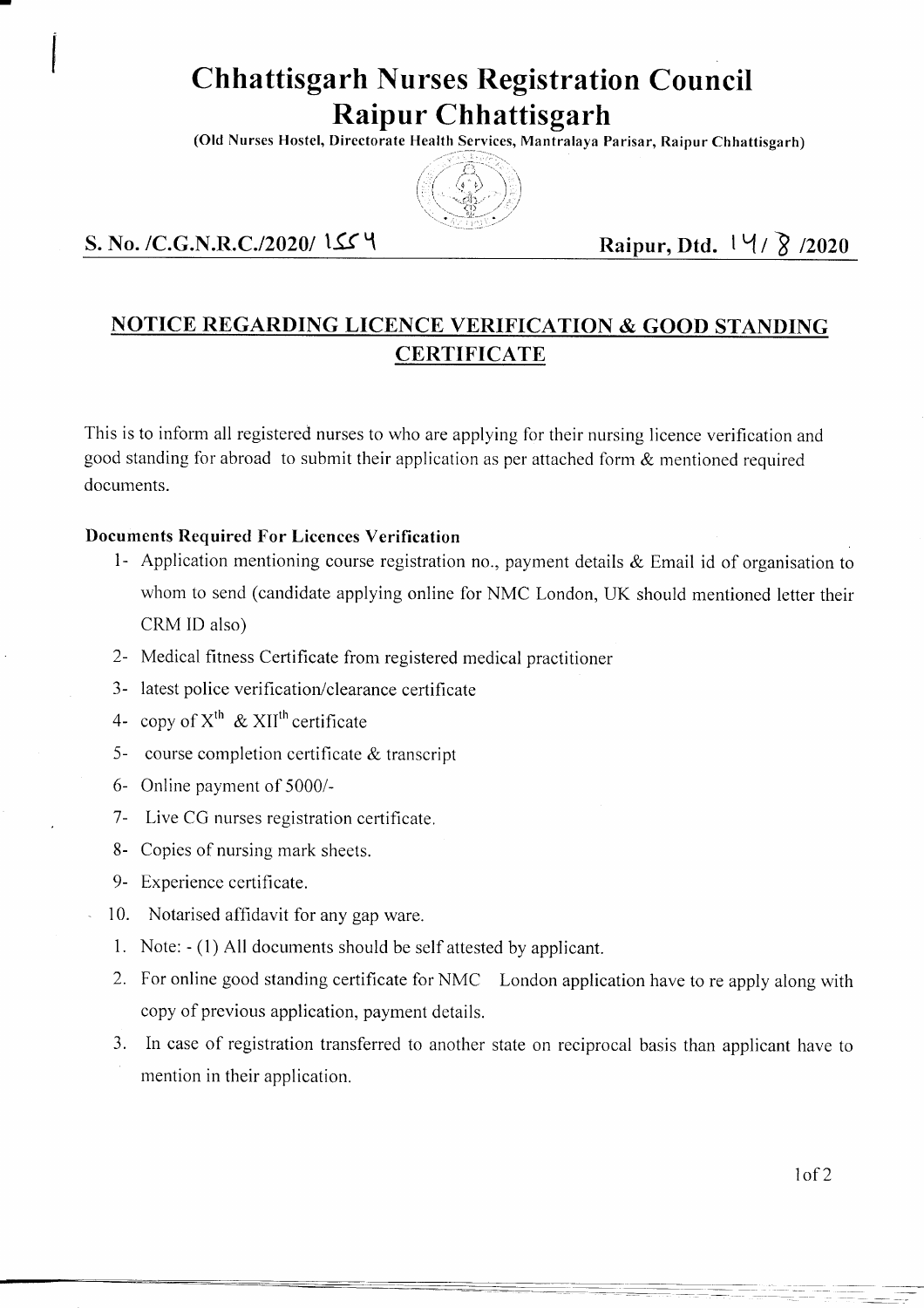# Chhattisgarh Nurses Registration Council
# Raipur Chhattisgarh

**(Old Nurses Hostel, Directorate Health Services, Mantralaya Parisar, Raipur Chhattisgarh)**

**S. No. /C.G.N.R.C./2020/ 1554** **Raipur, Dtd. 14/ 8 /2020**

## NOTICE REGARDING LICENCE VERIFICATION & GOOD STANDING CERTIFICATE

This is to inform all registered nurses to who are applying for their nursing licence verification and good standing for abroad to submit their application as per attached form & mentioned required documents.

**Documents Required For Licences Verification**

1- Application mentioning course registration no., payment details & Email id of organisation to whom to send (candidate applying online for NMC London, UK should mentioned letter their CRM ID also)

2- Medical fitness Certificate from registered medical practitioner

3- latest police verification/clearance certificate

4- copy of $X^{th}$ & $XII^{th}$ certificate

5- course completion certificate & transcript

6- Online payment of 5000/-

7- Live CG nurses registration certificate.

8- Copies of nursing mark sheets.

9- Experience certificate.

10. Notarised affidavit for any gap ware.

1. Note: - (1) All documents should be self attested by applicant.
2. For online good standing certificate for NMC London application have to re apply along with copy of previous application, payment details.
3. In case of registration transferred to another state on reciprocal basis than applicant have to mention in their application.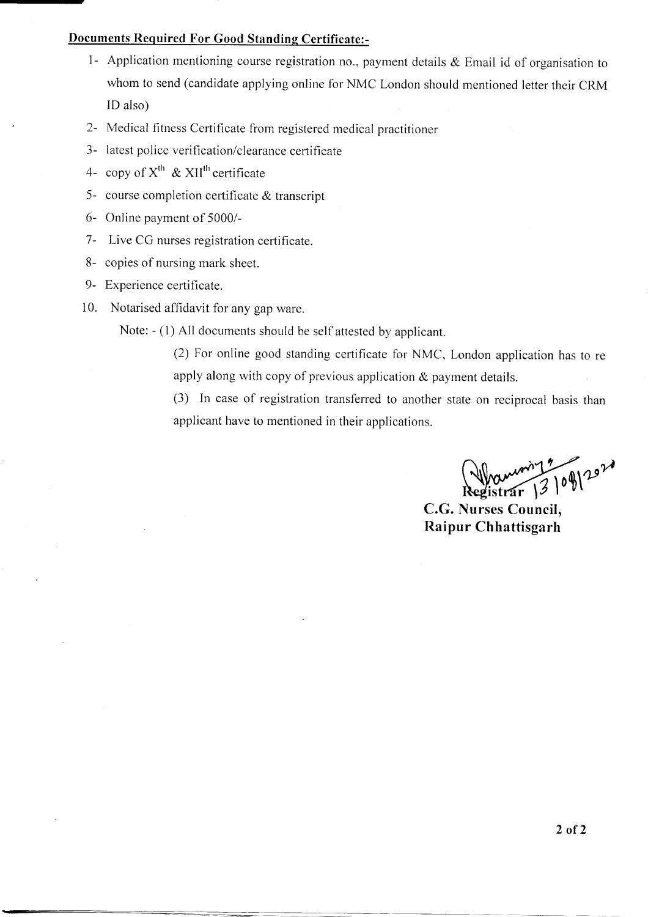**Documents Required For Good Standing Certificate:-**

1- Application mentioning course registration no., payment details & Email id of organisation to whom to send (candidate applying online for NMC London should mentioned letter their CRM ID also)

2- Medical fitness Certificate from registered medical practitioner

3- latest police verification/clearance certificate

4- copy of $X^{th}$ & $XII^{th}$ certificate

5- course completion certificate & transcript

6- Online payment of 5000/-

7- Live CG nurses registration certificate.

8- copies of nursing mark sheet.

9- Experience certificate.

10. Notarised affidavit for any gap ware.

Note: - (1) All documents should be self attested by applicant.

(2) For online good standing certificate for NMC, London application has to re apply along with copy of previous application & payment details.

(3) In case of registration transferred to another state on reciprocal basis than applicant have to mentioned in their applications.

Registrar 13/08/2021

**C.G. Nurses Council,**
**Raipur Chhattisgarh**